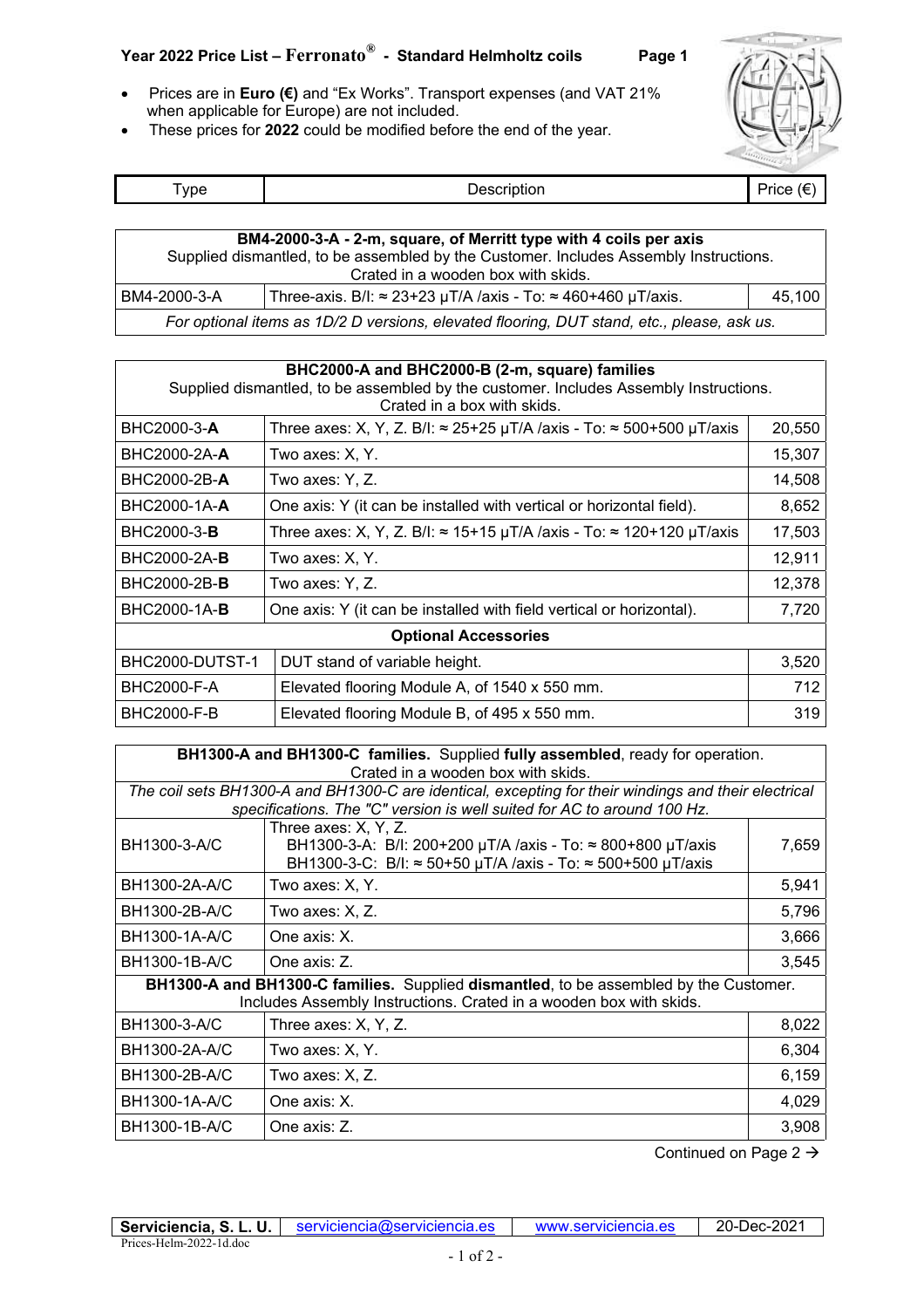## Year 2022 Price List – Ferronato® - Standard Helmholtz coils

- Prices are in **Euro (€)** and "Ex Works". Transport expenses (and VAT 21% when applicable for Europe) are not included.
- These prices for **2022** could be modified before the end of the year.

| Type | Description | Price (€) |
|---|---|---|
| **BM4-2000-3-A - 2-m, square, of Merritt type with 4 coils per axis**<br>Supplied dismantled, to be assembled by the Customer. Includes Assembly Instructions. Crated in a wooden box with skids. | | |
| BM4-2000-3-A | Three-axis. B/I: ≈ 23+23 μT/A /axis - To: ≈ 460+460 μT/axis. | 45,100 |
| *For optional items as 1D/2 D versions, elevated flooring, DUT stand, etc., please, ask us.* | | |

| Type | Description | Price (€) |
|---|---|---|
| **BHC2000-A and BHC2000-B (2-m, square) families**<br>Supplied dismantled, to be assembled by the customer. Includes Assembly Instructions. Crated in a box with skids. | | |
| BHC2000-3-**A** | Three axes: X, Y, Z. B/I: ≈ 25+25 μT/A /axis - To: ≈ 500+500 μT/axis | 20,550 |
| BHC2000-2A-**A** | Two axes: X, Y. | 15,307 |
| BHC2000-2B-**A** | Two axes: Y, Z. | 14,508 |
| BHC2000-1A-**A** | One axis: Y (it can be installed with vertical or horizontal field). | 8,652 |
| BHC2000-3-**B** | Three axes: X, Y, Z. B/I: ≈ 15+15 μT/A /axis - To: ≈ 120+120 μT/axis | 17,503 |
| BHC2000-2A-**B** | Two axes: X, Y. | 12,911 |
| BHC2000-2B-**B** | Two axes: Y, Z. | 12,378 |
| BHC2000-1A-**B** | One axis: Y (it can be installed with field vertical or horizontal). | 7,720 |
| **Optional Accessories** | | |
| BHC2000-DUTST-1 | DUT stand of variable height. | 3,520 |
| BHC2000-F-A | Elevated flooring Module A, of 1540 x 550 mm. | 712 |
| BHC2000-F-B | Elevated flooring Module B, of 495 x 550 mm. | 319 |

| Type | Description | Price (€) |
|---|---|---|
| **BH1300-A and BH1300-C families.** Supplied **fully assembled**, ready for operation. Crated in a wooden box with skids. | | |
| *The coil sets BH1300-A and BH1300-C are identical, excepting for their windings and their electrical specifications. The "C" version is well suited for AC to around 100 Hz.* | | |
| BH1300-3-A/C | Three axes: X, Y, Z.<br>BH1300-3-A: B/I: 200+200 μT/A /axis - To: ≈ 800+800 μT/axis<br>BH1300-3-C: B/I: ≈ 50+50 μT/A /axis - To: ≈ 500+500 μT/axis | 7,659 |
| BH1300-2A-A/C | Two axes: X, Y. | 5,941 |
| BH1300-2B-A/C | Two axes: X, Z. | 5,796 |
| BH1300-1A-A/C | One axis: X. | 3,666 |
| BH1300-1B-A/C | One axis: Z. | 3,545 |
| **BH1300-A and BH1300-C families.** Supplied **dismantled**, to be assembled by the Customer. Includes Assembly Instructions. Crated in a wooden box with skids. | | |
| BH1300-3-A/C | Three axes: X, Y, Z. | 8,022 |
| BH1300-2A-A/C | Two axes: X, Y. | 6,304 |
| BH1300-2B-A/C | Two axes: X, Z. | 6,159 |
| BH1300-1A-A/C | One axis: X. | 4,029 |
| BH1300-1B-A/C | One axis: Z. | 3,908 |

Continued on Page 2 →

**Serviciencia, S. L. U.** | serviciencia@serviciencia.es | www.serviciencia.es | 20-Dec-2021

Prices-Helm-2022-1d.doc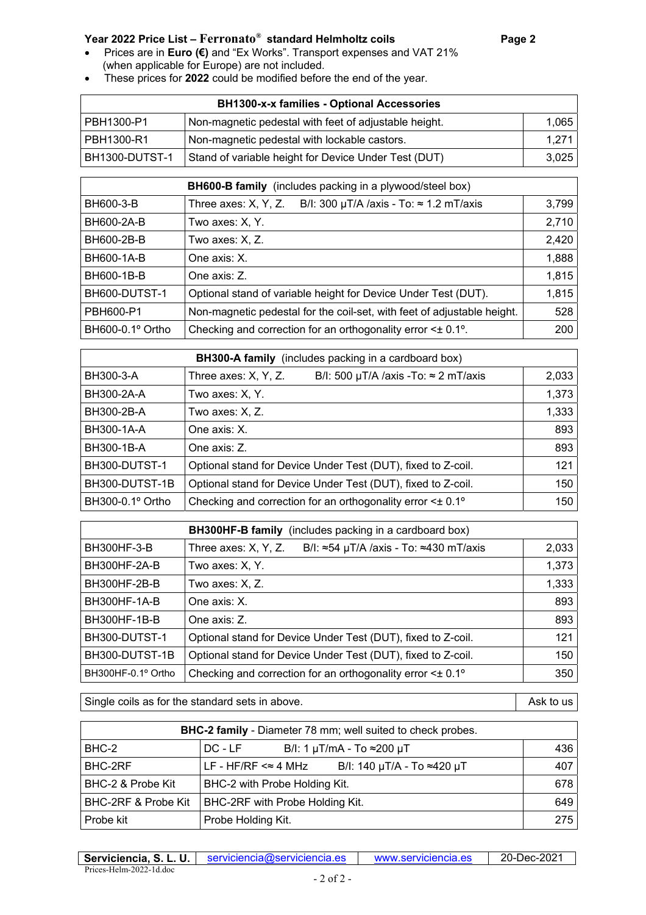**Year 2022 Price List – Ferronato® standard Helmholtz coils**

- Prices are in **Euro (€)** and "Ex Works". Transport expenses and VAT 21% (when applicable for Europe) are not included.
- These prices for **2022** could be modified before the end of the year.

| **BH1300-x-x families - Optional Accessories** | | |
|---|---|---|
| PBH1300-P1 | Non-magnetic pedestal with feet of adjustable height. | 1,065 |
| PBH1300-R1 | Non-magnetic pedestal with lockable castors. | 1,271 |
| BH1300-DUTST-1 | Stand of variable height for Device Under Test (DUT) | 3,025 |

| **BH600-B family** (includes packing in a plywood/steel box) | | |
|---|---|---|
| BH600-3-B | Three axes: X, Y, Z. B/I: 300 µT/A /axis - To: ≈ 1.2 mT/axis | 3,799 |
| BH600-2A-B | Two axes: X, Y. | 2,710 |
| BH600-2B-B | Two axes: X, Z. | 2,420 |
| BH600-1A-B | One axis: X. | 1,888 |
| BH600-1B-B | One axis: Z. | 1,815 |
| BH600-DUTST-1 | Optional stand of variable height for Device Under Test (DUT). | 1,815 |
| PBH600-P1 | Non-magnetic pedestal for the coil-set, with feet of adjustable height. | 528 |
| BH600-0.1º Ortho | Checking and correction for an orthogonality error <± 0.1º. | 200 |

| **BH300-A family** (includes packing in a cardboard box) | | |
|---|---|---|
| BH300-3-A | Three axes: X, Y, Z. B/I: 500 µT/A /axis -To: ≈ 2 mT/axis | 2,033 |
| BH300-2A-A | Two axes: X, Y. | 1,373 |
| BH300-2B-A | Two axes: X, Z. | 1,333 |
| BH300-1A-A | One axis: X. | 893 |
| BH300-1B-A | One axis: Z. | 893 |
| BH300-DUTST-1 | Optional stand for Device Under Test (DUT), fixed to Z-coil. | 121 |
| BH300-DUTST-1B | Optional stand for Device Under Test (DUT), fixed to Z-coil. | 150 |
| BH300-0.1º Ortho | Checking and correction for an orthogonality error <± 0.1º | 150 |

| **BH300HF-B family** (includes packing in a cardboard box) | | |
|---|---|---|
| BH300HF-3-B | Three axes: X, Y, Z. B/I: ≈54 µT/A /axis - To: ≈430 mT/axis | 2,033 |
| BH300HF-2A-B | Two axes: X, Y. | 1,373 |
| BH300HF-2B-B | Two axes: X, Z. | 1,333 |
| BH300HF-1A-B | One axis: X. | 893 |
| BH300HF-1B-B | One axis: Z. | 893 |
| BH300-DUTST-1 | Optional stand for Device Under Test (DUT), fixed to Z-coil. | 121 |
| BH300-DUTST-1B | Optional stand for Device Under Test (DUT), fixed to Z-coil. | 150 |
| BH300HF-0.1º Ortho | Checking and correction for an orthogonality error <± 0.1º | 350 |

| | |
|---|---|
| Single coils as for the standard sets in above. | Ask to us |

| **BHC-2 family** - Diameter 78 mm; well suited to check probes. | | |
|---|---|---|
| BHC-2 | DC - LF B/I: 1 µT/mA - To ≈200 µT | 436 |
| BHC-2RF | LF - HF/RF <≈ 4 MHz B/I: 140 µT/A - To ≈420 µT | 407 |
| BHC-2 & Probe Kit | BHC-2 with Probe Holding Kit. | 678 |
| BHC-2RF & Probe Kit | BHC-2RF with Probe Holding Kit. | 649 |
| Probe kit | Probe Holding Kit. | 275 |

| | | | |
|---|---|---|---|
| **Serviciencia, S. L. U.** | serviciencia@serviciencia.es | www.serviciencia.es | 20-Dec-2021 |

Prices-Helm-2022-1d.doc